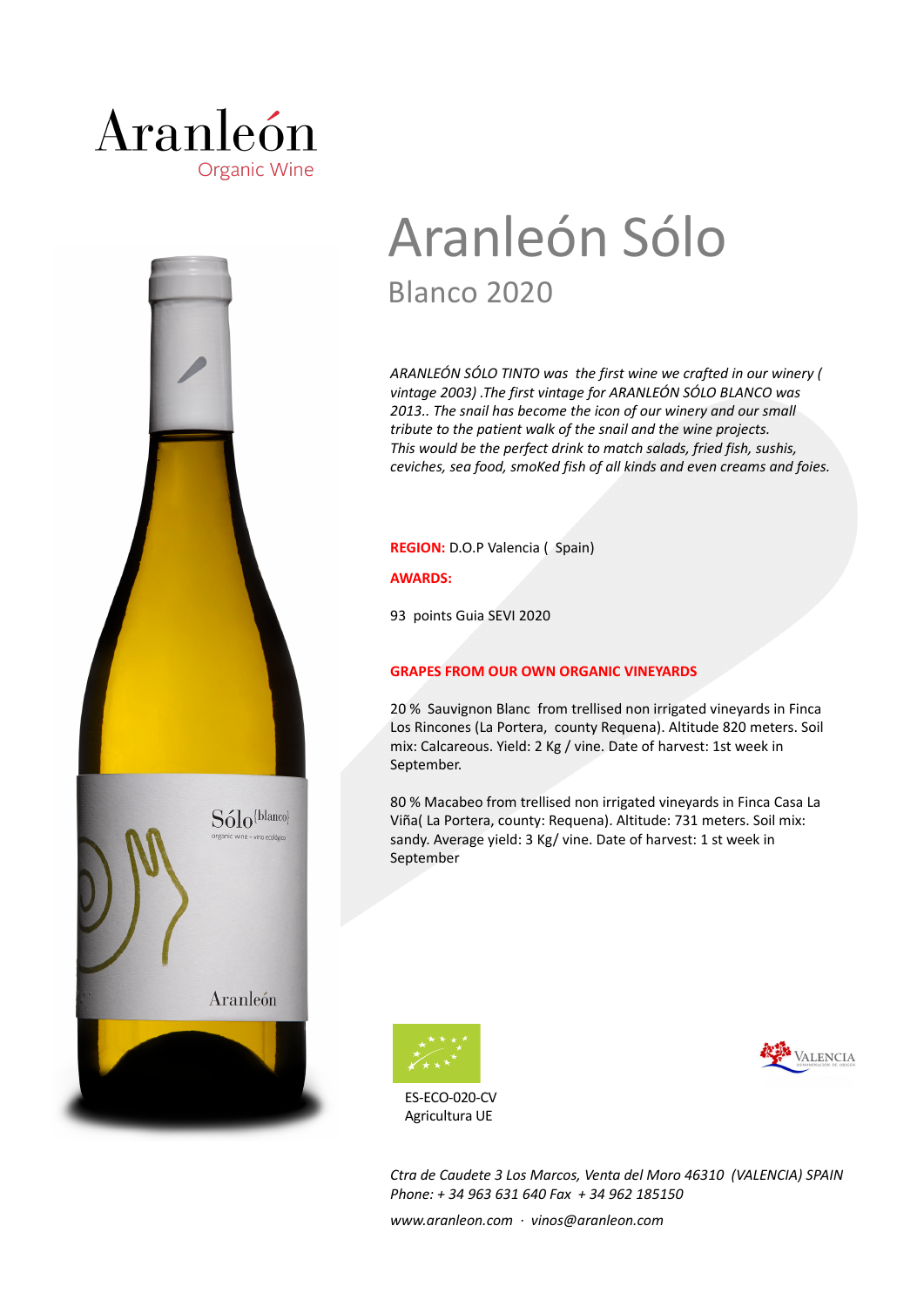Aranleón
Organic Wine

# Aranleón Sólo

## Blanco 2020

*ARANLEÓN SÓLO TINTO was the first wine we crafted in our winery ( vintage 2003) .The first vintage for ARANLEÓN SÓLO BLANCO was 2013.. The snail has become the icon of our winery and our small tribute to the patient walk of the snail and the wine projects. This would be the perfect drink to match salads, fried fish, sushis, ceviches, sea food, smoKed fish of all kinds and even creams and foies.*

**REGION:** D.O.P Valencia ( Spain)

**AWARDS:**

93 points Guia SEVI 2020

**GRAPES FROM OUR OWN ORGANIC VINEYARDS**

20 % Sauvignon Blanc from trellised non irrigated vineyards in Finca Los Rincones (La Portera, county Requena). Altitude 820 meters. Soil mix: Calcareous. Yield: 2 Kg / vine. Date of harvest: 1st week in September.

80 % Macabeo from trellised non irrigated vineyards in Finca Casa La Viña( La Portera, county: Requena). Altitude: 731 meters. Soil mix: sandy. Average yield: 3 Kg/ vine. Date of harvest: 1 st week in September

ES-ECO-020-CV
Agricultura UE

VALENCIA
Denominación de Origen

*Ctra de Caudete 3 Los Marcos, Venta del Moro 46310 (VALENCIA) SPAIN*
*Phone: + 34 963 631 640 Fax + 34 962 185150*

*www.aranleon.com · vinos@aranleon.com*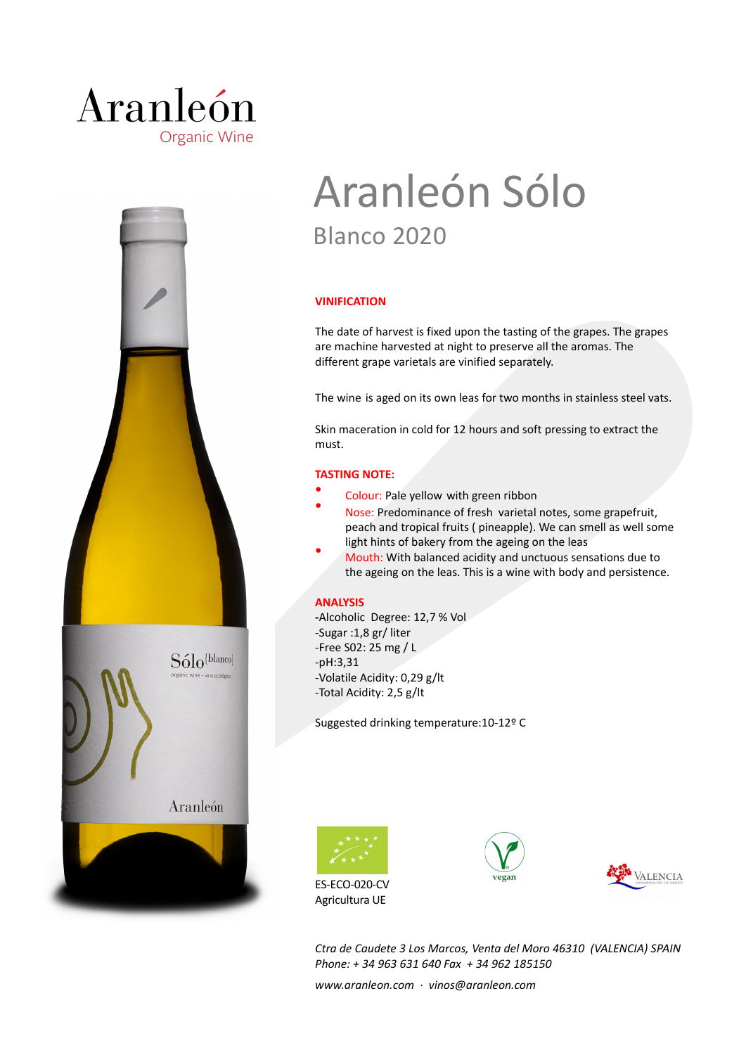Aranleón

Organic Wine

# Aranleón Sólo

## Blanco 2020

### VINIFICATION

The date of harvest is fixed upon the tasting of the grapes. The grapes are machine harvested at night to preserve all the aromas. The different grape varietals are vinified separately.

The wine is aged on its own leas for two months in stainless steel vats.

Skin maceration in cold for 12 hours and soft pressing to extract the must.

### TASTING NOTE:

- Colour: Pale yellow with green ribbon
- Nose: Predominance of fresh varietal notes, some grapefruit, peach and tropical fruits ( pineapple). We can smell as well some light hints of bakery from the ageing on the leas
- Mouth: With balanced acidity and unctuous sensations due to the ageing on the leas. This is a wine with body and persistence.

### ANALYSIS

-Alcoholic Degree: 12,7 % Vol
-Sugar :1,8 gr/ liter
-Free S02: 25 mg / L
-pH:3,31
-Volatile Acidity: 0,29 g/lt
-Total Acidity: 2,5 g/lt

Suggested drinking temperature:10-12º C

ES-ECO-020-CV
Agricultura UE

vegan

VALENCIA

*Ctra de Caudete 3 Los Marcos, Venta del Moro 46310 (VALENCIA) SPAIN*
*Phone: + 34 963 631 640 Fax + 34 962 185150*

*www.aranleon.com · vinos@aranleon.com*